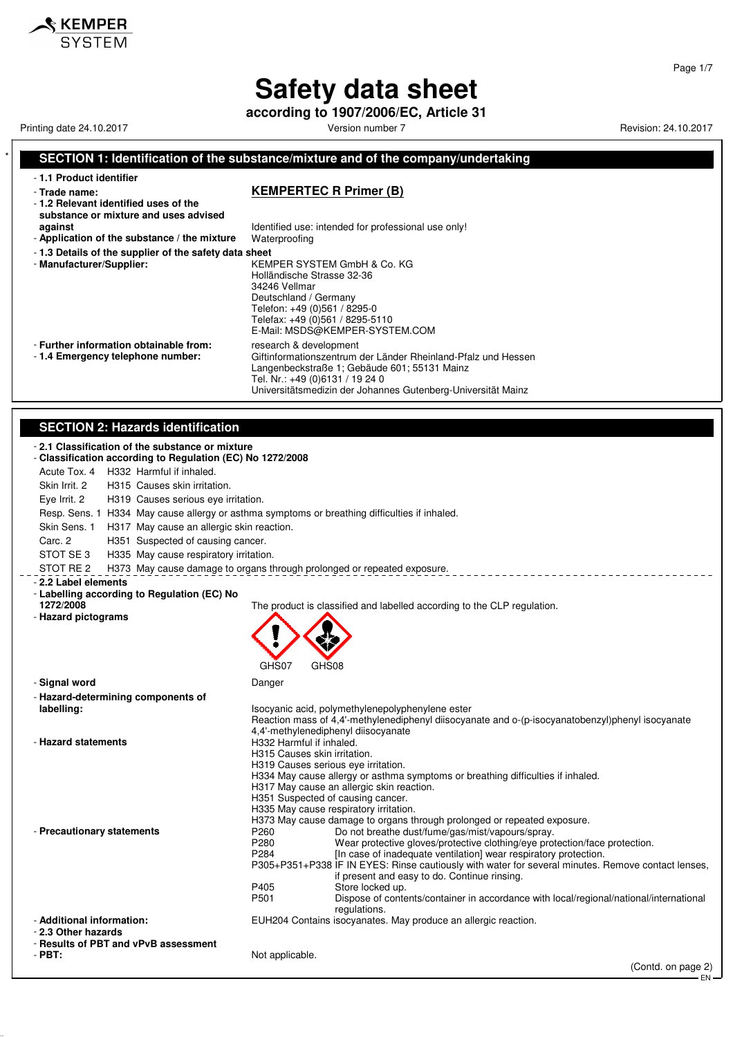# Safety data sheet

**according to 1907/2006/EC, Article 31**

Printing date 24.10.2017 | Version number 7 | Revision: 24.10.2017

## SECTION 1: Identification of the substance/mixture and of the company/undertaking

- **1.1 Product identifier**
- **Trade name:** **KEMPERTEC R Primer (B)**
- **1.2 Relevant identified uses of the substance or mixture and uses advised against** Identified use: intended for professional use only!
- **Application of the substance / the mixture** Waterproofing
- **1.3 Details of the supplier of the safety data sheet**
- **Manufacturer/Supplier:**
  KEMPER SYSTEM GmbH & Co. KG
  Holländische Strasse 32-36
  34246 Vellmar
  Deutschland / Germany
  Telefon: +49 (0)561 / 8295-0
  Telefax: +49 (0)561 / 8295-5110
  E-Mail: MSDS@KEMPER-SYSTEM.COM
- **Further information obtainable from:** research & development
- **1.4 Emergency telephone number:**
  Giftinformationszentrum der Länder Rheinland-Pfalz und Hessen
  Langenbeckstraße 1; Gebäude 601; 55131 Mainz
  Tel. Nr.: +49 (0)6131 / 19 24 0
  Universitätsmedizin der Johannes Gutenberg-Universität Mainz

## SECTION 2: Hazards identification

- **2.1 Classification of the substance or mixture**
- **Classification according to Regulation (EC) No 1272/2008**

| | | |
|---|---|---|
| Acute Tox. 4 | H332 | Harmful if inhaled. |
| Skin Irrit. 2 | H315 | Causes skin irritation. |
| Eye Irrit. 2 | H319 | Causes serious eye irritation. |
| Resp. Sens. 1 | H334 | May cause allergy or asthma symptoms or breathing difficulties if inhaled. |
| Skin Sens. 1 | H317 | May cause an allergic skin reaction. |
| Carc. 2 | H351 | Suspected of causing cancer. |
| STOT SE 3 | H335 | May cause respiratory irritation. |
| STOT RE 2 | H373 | May cause damage to organs through prolonged or repeated exposure. |

- **2.2 Label elements**
- **Labelling according to Regulation (EC) No 1272/2008** The product is classified and labelled according to the CLP regulation.
- **Hazard pictograms**

  GHS07 GHS08

- **Signal word** Danger
- **Hazard-determining components of labelling:**
  Isocyanic acid, polymethylenepolyphenylene ester
  Reaction mass of 4,4'-methylenediphenyl diisocyanate and o-(p-isocyanatobenzyl)phenyl isocyanate
  4,4'-methylenediphenyl diisocyanate
- **Hazard statements**
  H332 Harmful if inhaled.
  H315 Causes skin irritation.
  H319 Causes serious eye irritation.
  H334 May cause allergy or asthma symptoms or breathing difficulties if inhaled.
  H317 May cause an allergic skin reaction.
  H351 Suspected of causing cancer.
  H335 May cause respiratory irritation.
  H373 May cause damage to organs through prolonged or repeated exposure.
- **Precautionary statements**

| | |
|---|---|
| P260 | Do not breathe dust/fume/gas/mist/vapours/spray. |
| P280 | Wear protective gloves/protective clothing/eye protection/face protection. |
| P284 | [In case of inadequate ventilation] wear respiratory protection. |
| P305+P351+P338 | IF IN EYES: Rinse cautiously with water for several minutes. Remove contact lenses, if present and easy to do. Continue rinsing. |
| P405 | Store locked up. |
| P501 | Dispose of contents/container in accordance with local/regional/national/international regulations. |

- **Additional information:** EUH204 Contains isocyanates. May produce an allergic reaction.
- **2.3 Other hazards**
- **Results of PBT and vPvB assessment**
- **PBT:** Not applicable.

(Contd. on page 2)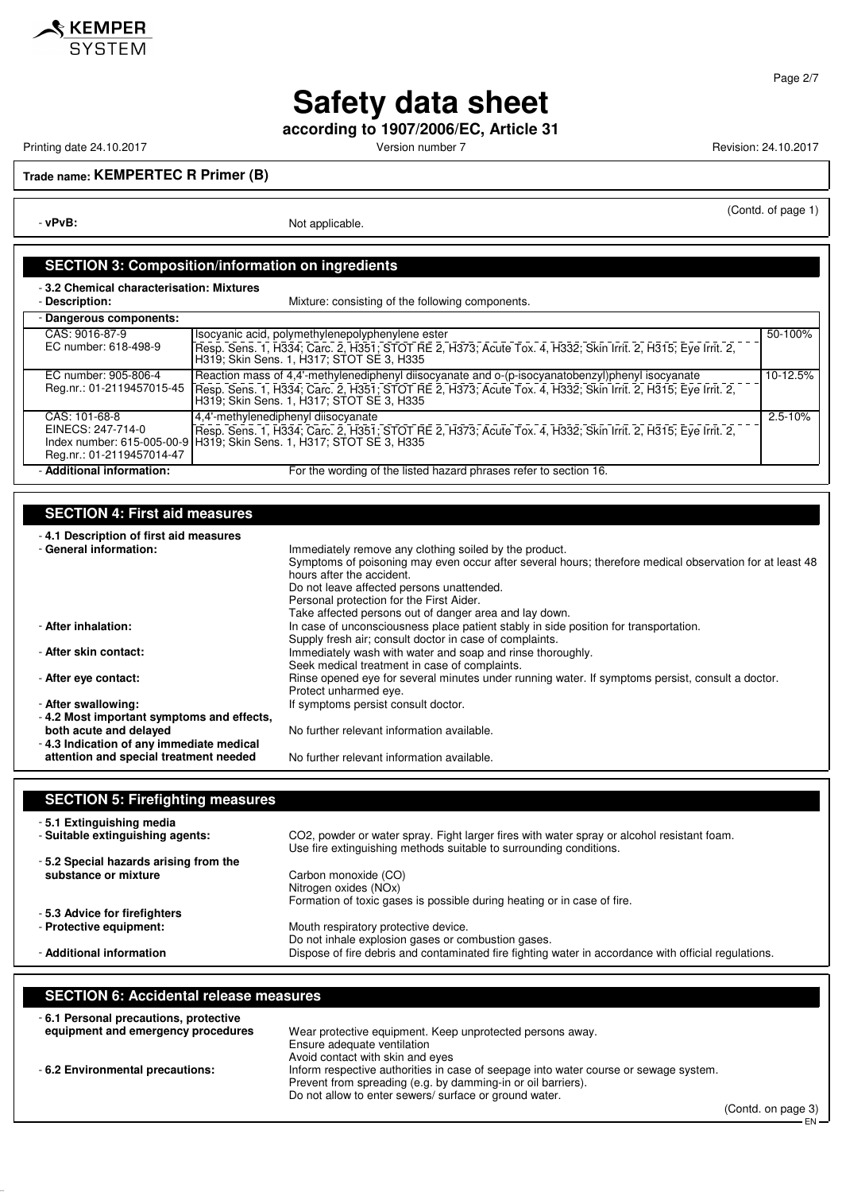# Safety data sheet

**according to 1907/2006/EC, Article 31**

Printing date 24.10.2017 Version number 7 Revision: 24.10.2017

**Trade name: KEMPERTEC R Primer (B)**

(Contd. of page 1)

- **vPvB:** Not applicable.

## SECTION 3: Composition/information on ingredients

- **3.2 Chemical characterisation: Mixtures**
- **Description:** Mixture: consisting of the following components.

| - Dangerous components: | | |
|---|---|---|
| CAS: 9016-87-9<br>EC number: 618-498-9 | Isocyanic acid, polymethylenepolyphenylene ester<br>Resp. Sens. 1, H334; Carc. 2, H351; STOT RE 2, H373; Acute Tox. 4, H332; Skin Irrit. 2, H315; Eye Irrit. 2, H319; Skin Sens. 1, H317; STOT SE 3, H335 | 50-100% |
| EC number: 905-806-4<br>Reg.nr.: 01-2119457015-45 | Reaction mass of 4,4'-methylenediphenyl diisocyanate and o-(p-isocyanatobenzyl)phenyl isocyanate<br>Resp. Sens. 1, H334; Carc. 2, H351; STOT RE 2, H373; Acute Tox. 4, H332; Skin Irrit. 2, H315; Eye Irrit. 2, H319; Skin Sens. 1, H317; STOT SE 3, H335 | 10-12.5% |
| CAS: 101-68-8<br>EINECS: 247-714-0<br>Index number: 615-005-00-9<br>Reg.nr.: 01-2119457014-47 | 4,4'-methylenediphenyl diisocyanate<br>Resp. Sens. 1, H334; Carc. 2, H351; STOT RE 2, H373; Acute Tox. 4, H332; Skin Irrit. 2, H315; Eye Irrit. 2, H319; Skin Sens. 1, H317; STOT SE 3, H335 | 2.5-10% |

- **Additional information:** For the wording of the listed hazard phrases refer to section 16.

## SECTION 4: First aid measures

- **4.1 Description of first aid measures**
- **General information:** Immediately remove any clothing soiled by the product.
  Symptoms of poisoning may even occur after several hours; therefore medical observation for at least 48 hours after the accident.
  Do not leave affected persons unattended.
  Personal protection for the First Aider.
  Take affected persons out of danger area and lay down.
- **After inhalation:** In case of unconsciousness place patient stably in side position for transportation.
  Supply fresh air; consult doctor in case of complaints.
- **After skin contact:** Immediately wash with water and soap and rinse thoroughly.
  Seek medical treatment in case of complaints.
- **After eye contact:** Rinse opened eye for several minutes under running water. If symptoms persist, consult a doctor.
  Protect unharmed eye.
- **After swallowing:** If symptoms persist consult doctor.
- **4.2 Most important symptoms and effects, both acute and delayed** No further relevant information available.
- **4.3 Indication of any immediate medical attention and special treatment needed** No further relevant information available.

## SECTION 5: Firefighting measures

- **5.1 Extinguishing media**
- **Suitable extinguishing agents:** CO2, powder or water spray. Fight larger fires with water spray or alcohol resistant foam.
  Use fire extinguishing methods suitable to surrounding conditions.
- **5.2 Special hazards arising from the substance or mixture** Carbon monoxide (CO)
  Nitrogen oxides (NOx)
  Formation of toxic gases is possible during heating or in case of fire.
- **5.3 Advice for firefighters**
- **Protective equipment:** Mouth respiratory protective device.
  Do not inhale explosion gases or combustion gases.
- **Additional information** Dispose of fire debris and contaminated fire fighting water in accordance with official regulations.

## SECTION 6: Accidental release measures

- **6.1 Personal precautions, protective equipment and emergency procedures** Wear protective equipment. Keep unprotected persons away.
  Ensure adequate ventilation
  Avoid contact with skin and eyes
- **6.2 Environmental precautions:** Inform respective authorities in case of seepage into water course or sewage system.
  Prevent from spreading (e.g. by damming-in or oil barriers).
  Do not allow to enter sewers/ surface or ground water.

(Contd. on page 3)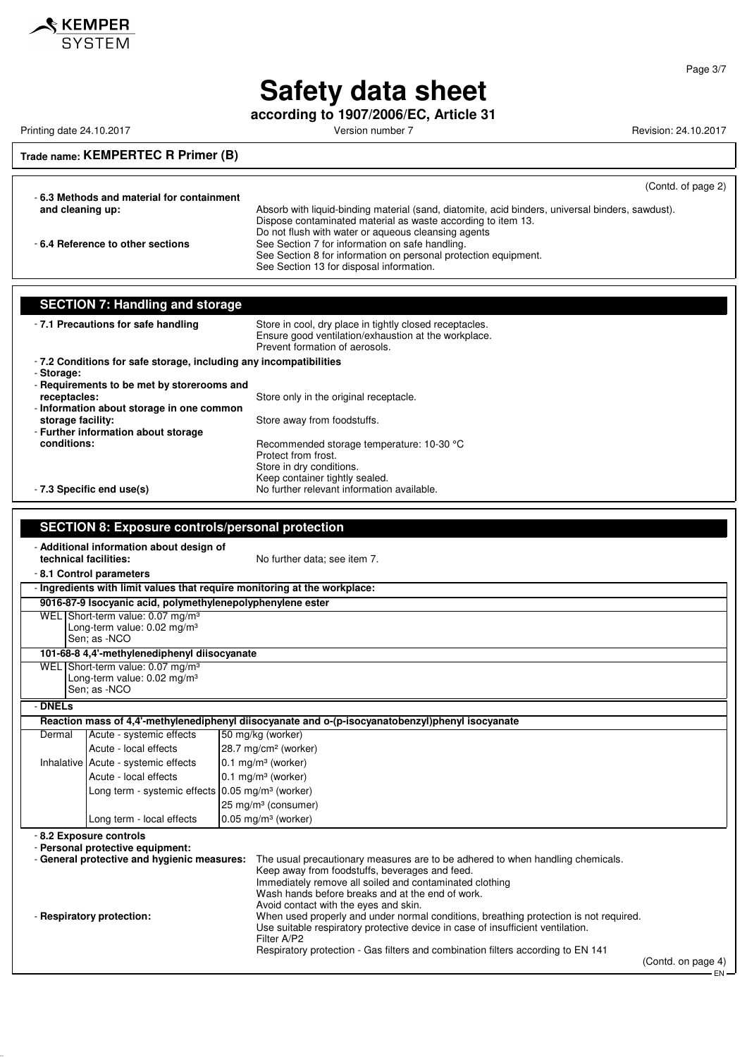**Trade name: KEMPERTEC R Primer (B)**

(Contd. of page 2)

- **6.3 Methods and material for containment and cleaning up:** Absorb with liquid-binding material (sand, diatomite, acid binders, universal binders, sawdust).
Dispose contaminated material as waste according to item 13.
Do not flush with water or aqueous cleansing agents
- **6.4 Reference to other sections** See Section 7 for information on safe handling.
See Section 8 for information on personal protection equipment.
See Section 13 for disposal information.

## SECTION 7: Handling and storage

- **7.1 Precautions for safe handling** Store in cool, dry place in tightly closed receptacles.
Ensure good ventilation/exhaustion at the workplace.
Prevent formation of aerosols.
- **7.2 Conditions for safe storage, including any incompatibilities**
- **Storage:**
- **Requirements to be met by storerooms and receptacles:** Store only in the original receptacle.
- **Information about storage in one common storage facility:** Store away from foodstuffs.
- **Further information about storage conditions:** Recommended storage temperature: 10-30 °C
Protect from frost.
Store in dry conditions.
Keep container tightly sealed.
- **7.3 Specific end use(s)** No further relevant information available.

## SECTION 8: Exposure controls/personal protection

- **Additional information about design of technical facilities:** No further data; see item 7.
- **8.1 Control parameters**
- **Ingredients with limit values that require monitoring at the workplace:**

**9016-87-9 Isocyanic acid, polymethylenepolyphenylene ester**

| | |
|---|---|
| WEL | Short-term value: 0.07 mg/m³<br>Long-term value: 0.02 mg/m³<br>Sen; as -NCO |

**101-68-8 4,4'-methylenediphenyl diisocyanate**

| | |
|---|---|
| WEL | Short-term value: 0.07 mg/m³<br>Long-term value: 0.02 mg/m³<br>Sen; as -NCO |

- **DNELs**

**Reaction mass of 4,4'-methylenediphenyl diisocyanate and o-(p-isocyanatobenzyl)phenyl isocyanate**

| | | |
|---|---|---|
| Dermal | Acute - systemic effects | 50 mg/kg (worker) |
| | Acute - local effects | 28.7 mg/cm² (worker) |
| Inhalative | Acute - systemic effects | 0.1 mg/m³ (worker) |
| | Acute - local effects | 0.1 mg/m³ (worker) |
| | Long term - systemic effects | 0.05 mg/m³ (worker) |
| | | 25 mg/m³ (consumer) |
| | Long term - local effects | 0.05 mg/m³ (worker) |

- **8.2 Exposure controls**
- **Personal protective equipment:**
- **General protective and hygienic measures:** The usual precautionary measures are to be adhered to when handling chemicals.
Keep away from foodstuffs, beverages and feed.
Immediately remove all soiled and contaminated clothing
Wash hands before breaks and at the end of work.
Avoid contact with the eyes and skin.
- **Respiratory protection:** When used properly and under normal conditions, breathing protection is not required.
Use suitable respiratory protective device in case of insufficient ventilation.
Filter A/P2
Respiratory protection - Gas filters and combination filters according to EN 141

(Contd. on page 4)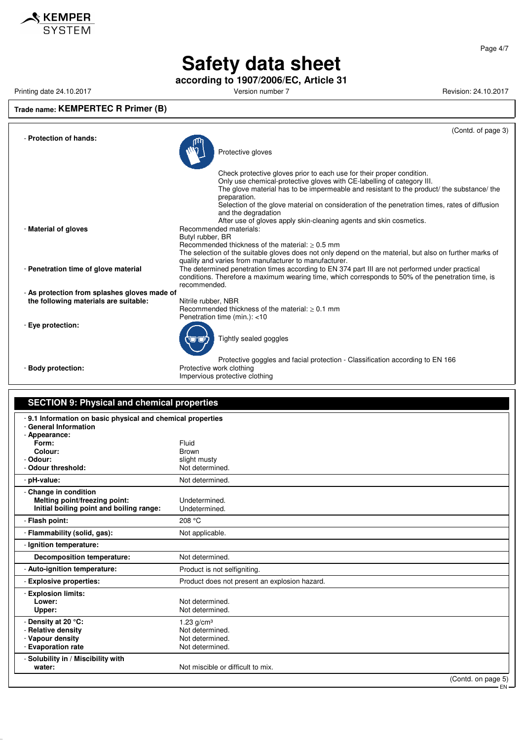# Safety data sheet

**according to 1907/2006/EC, Article 31**

Printing date 24.10.2017 Version number 7 Revision: 24.10.2017

**Trade name: KEMPERTEC R Primer (B)**

(Contd. of page 3)

- **Protection of hands:**

  Protective gloves

  Check protective gloves prior to each use for their proper condition.
  Only use chemical-protective gloves with CE-labelling of category III.
  The glove material has to be impermeable and resistant to the product/ the substance/ the preparation.
  Selection of the glove material on consideration of the penetration times, rates of diffusion and the degradation
  After use of gloves apply skin-cleaning agents and skin cosmetics.

- **Material of gloves**

  Recommended materials:
  Butyl rubber, BR
  Recommended thickness of the material: ≥ 0.5 mm
  The selection of the suitable gloves does not only depend on the material, but also on further marks of quality and varies from manufacturer to manufacturer.

- **Penetration time of glove material**

  The determined penetration times according to EN 374 part III are not performed under practical conditions. Therefore a maximum wearing time, which corresponds to 50% of the penetration time, is recommended.

- **As protection from splashes gloves made of the following materials are suitable:**

  Nitrile rubber, NBR
  Recommended thickness of the material: ≥ 0.1 mm
  Penetration time (min.): <10

- **Eye protection:**

  Tightly sealed goggles

  Protective goggles and facial protection - Classification according to EN 166

- **Body protection:**

  Protective work clothing
  Impervious protective clothing

## SECTION 9: Physical and chemical properties

| | |
|---|---|
| - **9.1 Information on basic physical and chemical properties** | |
| - **General Information** | |
| - **Appearance:** | |
| **Form:** | Fluid |
| **Colour:** | Brown |
| - **Odour:** | slight musty |
| - **Odour threshold:** | Not determined. |
| - **pH-value:** | Not determined. |
| - **Change in condition** | |
| **Melting point/freezing point:** | Undetermined. |
| **Initial boiling point and boiling range:** | Undetermined. |
| - **Flash point:** | 208 °C |
| - **Flammability (solid, gas):** | Not applicable. |
| - **Ignition temperature:** | |
| **Decomposition temperature:** | Not determined. |
| - **Auto-ignition temperature:** | Product is not selfigniting. |
| - **Explosive properties:** | Product does not present an explosion hazard. |
| - **Explosion limits:** | |
| **Lower:** | Not determined. |
| **Upper:** | Not determined. |
| - **Density at 20 °C:** | 1.23 g/cm³ |
| - **Relative density** | Not determined. |
| - **Vapour density** | Not determined. |
| - **Evaporation rate** | Not determined. |
| - **Solubility in / Miscibility with** | |
| **water:** | Not miscible or difficult to mix. |

(Contd. on page 5)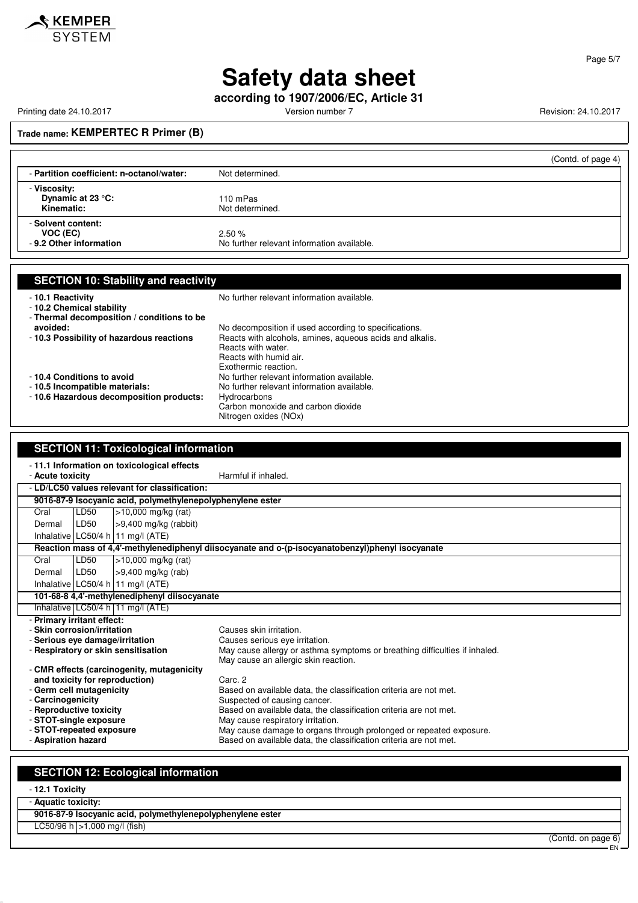**Trade name: KEMPERTEC R Primer (B)**

(Contd. of page 4)

| | |
|---|---|
| - **Partition coefficient: n-octanol/water:** | Not determined. |
| - **Viscosity:** | |
| **Dynamic at 23 °C:** | 110 mPas |
| **Kinematic:** | Not determined. |
| - **Solvent content:** | |
| **VOC (EC)** | 2.50 % |
| - **9.2 Other information** | No further relevant information available. |

## SECTION 10: Stability and reactivity

| | |
|---|---|
| - **10.1 Reactivity** | No further relevant information available. |
| - **10.2 Chemical stability** | |
| - **Thermal decomposition / conditions to be avoided:** | No decomposition if used according to specifications. |
| - **10.3 Possibility of hazardous reactions** | Reacts with alcohols, amines, aqueous acids and alkalis.<br>Reacts with water.<br>Reacts with humid air.<br>Exothermic reaction. |
| - **10.4 Conditions to avoid** | No further relevant information available. |
| - **10.5 Incompatible materials:** | No further relevant information available. |
| - **10.6 Hazardous decomposition products:** | Hydrocarbons<br>Carbon monoxide and carbon dioxide<br>Nitrogen oxides (NOx) |

## SECTION 11: Toxicological information

- **11.1 Information on toxicological effects**
- **Acute toxicity** Harmful if inhaled.

- **LD/LC50 values relevant for classification:**

| | | |
|---|---|---|
| **9016-87-9 Isocyanic acid, polymethylenepolyphenylene ester** | | |
| Oral | LD50 | >10,000 mg/kg (rat) |
| Dermal | LD50 | >9,400 mg/kg (rabbit) |
| Inhalative | LC50/4 h | 11 mg/l (ATE) |
| **Reaction mass of 4,4'-methylenediphenyl diisocyanate and o-(p-isocyanatobenzyl)phenyl isocyanate** | | |
| Oral | LD50 | >10,000 mg/kg (rat) |
| Dermal | LD50 | >9,400 mg/kg (rab) |
| Inhalative | LC50/4 h | 11 mg/l (ATE) |
| **101-68-8 4,4'-methylenediphenyl diisocyanate** | | |
| Inhalative | LC50/4 h | 11 mg/l (ATE) |

| | |
|---|---|
| - **Primary irritant effect:** | |
| - **Skin corrosion/irritation** | Causes skin irritation. |
| - **Serious eye damage/irritation** | Causes serious eye irritation. |
| - **Respiratory or skin sensitisation** | May cause allergy or asthma symptoms or breathing difficulties if inhaled.<br>May cause an allergic skin reaction. |
| - **CMR effects (carcinogenity, mutagenicity and toxicity for reproduction)** | Carc. 2 |
| - **Germ cell mutagenicity** | Based on available data, the classification criteria are not met. |
| - **Carcinogenicity** | Suspected of causing cancer. |
| - **Reproductive toxicity** | Based on available data, the classification criteria are not met. |
| - **STOT-single exposure** | May cause respiratory irritation. |
| - **STOT-repeated exposure** | May cause damage to organs through prolonged or repeated exposure. |
| - **Aspiration hazard** | Based on available data, the classification criteria are not met. |

## SECTION 12: Ecological information

- **12.1 Toxicity**
- **Aquatic toxicity:**

| | |
|---|---|
| **9016-87-9 Isocyanic acid, polymethylenepolyphenylene ester** | |
| LC50/96 h | >1,000 mg/l (fish) |

(Contd. on page 6)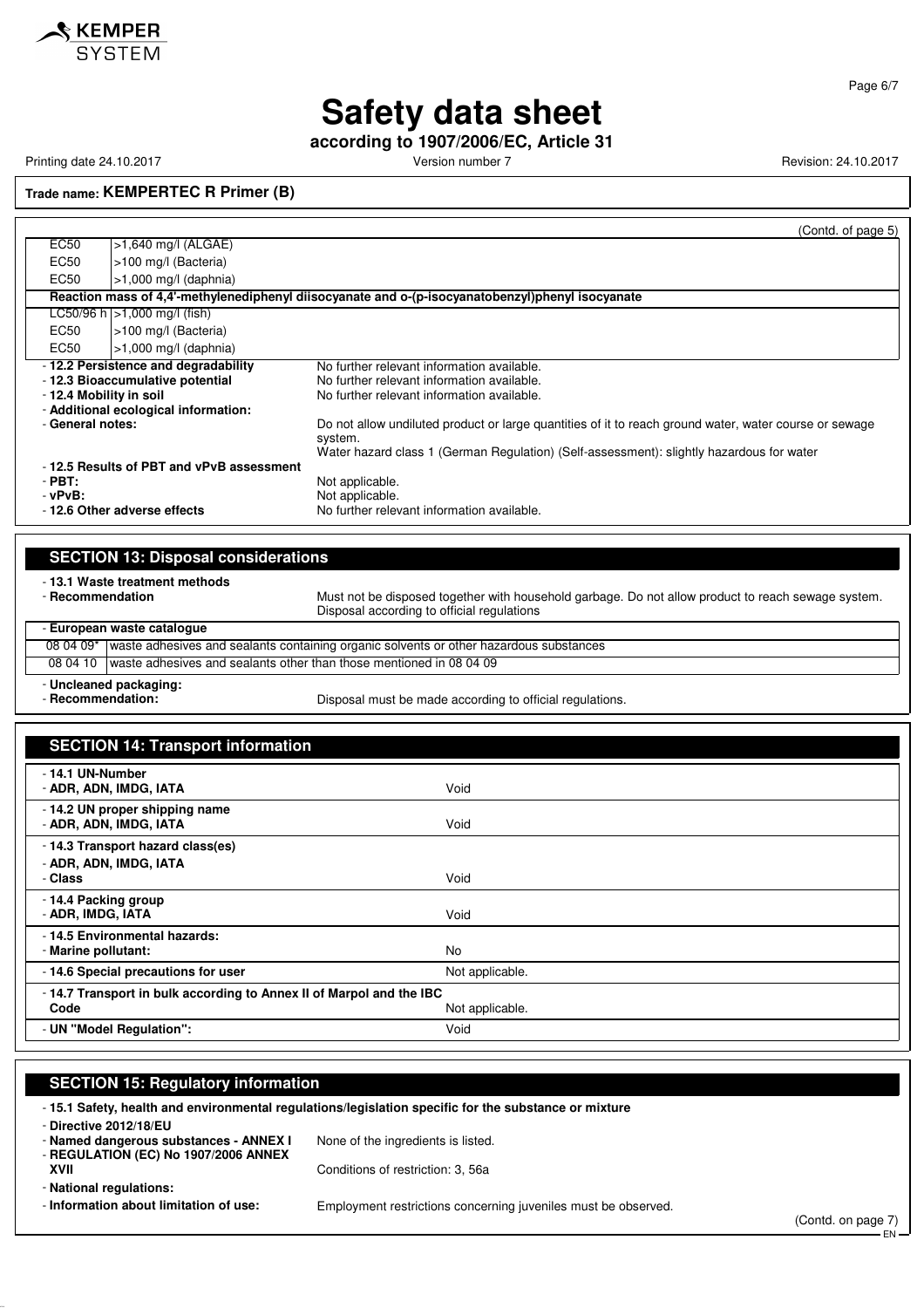(Contd. of page 5)

| | |
|---|---|
| EC50 | >1,640 mg/l (ALGAE) |
| EC50 | >100 mg/l (Bacteria) |
| EC50 | >1,000 mg/l (daphnia) |
| **Reaction mass of 4,4'-methylenediphenyl diisocyanate and o-(p-isocyanatobenzyl)phenyl isocyanate** | |
| LC50/96 h | >1,000 mg/l (fish) |
| EC50 | >100 mg/l (Bacteria) |
| EC50 | >1,000 mg/l (daphnia) |

- **12.2 Persistence and degradability** No further relevant information available.
- **12.3 Bioaccumulative potential** No further relevant information available.
- **12.4 Mobility in soil** No further relevant information available.
- **Additional ecological information:**
- **General notes:** Do not allow undiluted product or large quantities of it to reach ground water, water course or sewage system.
  Water hazard class 1 (German Regulation) (Self-assessment): slightly hazardous for water
- **12.5 Results of PBT and vPvB assessment**
- **PBT:** Not applicable.
- **vPvB:** Not applicable.
- **12.6 Other adverse effects** No further relevant information available.

## SECTION 13: Disposal considerations

- **13.1 Waste treatment methods**
- **Recommendation** Must not be disposed together with household garbage. Do not allow product to reach sewage system. Disposal according to official regulations

| - European waste catalogue | |
|---|---|
| 08 04 09* | waste adhesives and sealants containing organic solvents or other hazardous substances |
| 08 04 10 | waste adhesives and sealants other than those mentioned in 08 04 09 |

- **Uncleaned packaging:**
- **Recommendation:** Disposal must be made according to official regulations.

## SECTION 14: Transport information

| | |
|---|---|
| **- 14.1 UN-Number**<br>**- ADR, ADN, IMDG, IATA** | Void |
| **- 14.2 UN proper shipping name**<br>**- ADR, ADN, IMDG, IATA** | Void |
| **- 14.3 Transport hazard class(es)**<br>**- ADR, ADN, IMDG, IATA**<br>**- Class** | Void |
| **- 14.4 Packing group**<br>**- ADR, IMDG, IATA** | Void |
| **- 14.5 Environmental hazards:**<br>**- Marine pollutant:** | No |
| **- 14.6 Special precautions for user** | Not applicable. |
| **- 14.7 Transport in bulk according to Annex II of Marpol and the IBC Code** | Not applicable. |
| **- UN "Model Regulation":** | Void |

## SECTION 15: Regulatory information

- **15.1 Safety, health and environmental regulations/legislation specific for the substance or mixture**
- **Directive 2012/18/EU**
- **Named dangerous substances - ANNEX I** None of the ingredients is listed.
- **REGULATION (EC) No 1907/2006 ANNEX XVII** Conditions of restriction: 3, 56a
- **National regulations:**
- **Information about limitation of use:** Employment restrictions concerning juveniles must be observed.

(Contd. on page 7)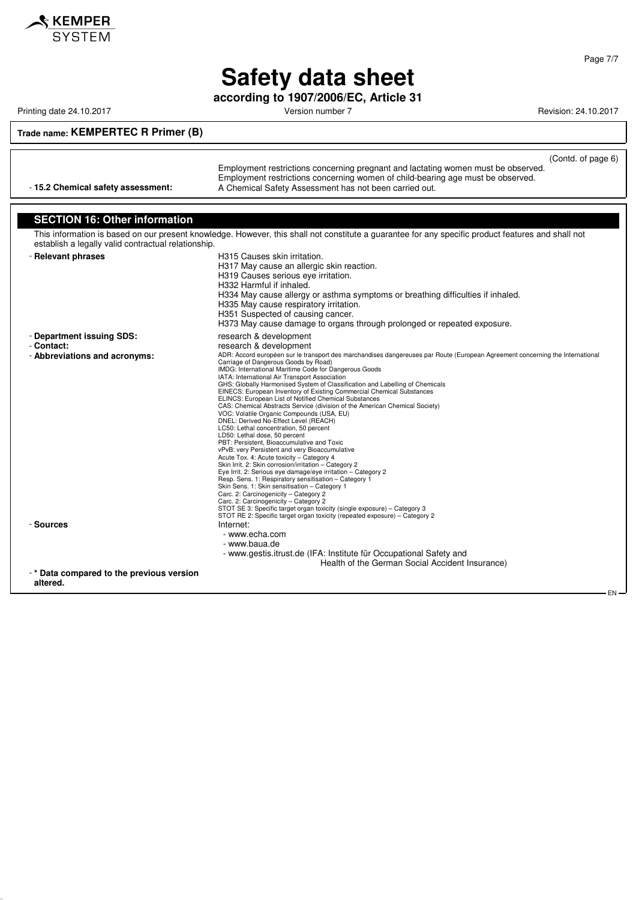(Contd. of page 6)

Employment restrictions concerning pregnant and lactating women must be observed.
Employment restrictions concerning women of child-bearing age must be observed.

- **15.2 Chemical safety assessment:** A Chemical Safety Assessment has not been carried out.

## SECTION 16: Other information

This information is based on our present knowledge. However, this shall not constitute a guarantee for any specific product features and shall not establish a legally valid contractual relationship.

- **Relevant phrases**
  - H315 Causes skin irritation.
  - H317 May cause an allergic skin reaction.
  - H319 Causes serious eye irritation.
  - H332 Harmful if inhaled.
  - H334 May cause allergy or asthma symptoms or breathing difficulties if inhaled.
  - H335 May cause respiratory irritation.
  - H351 Suspected of causing cancer.
  - H373 May cause damage to organs through prolonged or repeated exposure.
- **Department issuing SDS:** research & development
- **Contact:** research & development
- **Abbreviations and acronyms:**
  - ADR: Accord européen sur le transport des marchandises dangereuses par Route (European Agreement concerning the International Carriage of Dangerous Goods by Road)
  - IMDG: International Maritime Code for Dangerous Goods
  - IATA: International Air Transport Association
  - GHS: Globally Harmonised System of Classification and Labelling of Chemicals
  - EINECS: European Inventory of Existing Commercial Chemical Substances
  - ELINCS: European List of Notified Chemical Substances
  - CAS: Chemical Abstracts Service (division of the American Chemical Society)
  - VOC: Volatile Organic Compounds (USA, EU)
  - DNEL: Derived No-Effect Level (REACH)
  - LC50: Lethal concentration, 50 percent
  - LD50: Lethal dose, 50 percent
  - PBT: Persistent, Bioaccumulative and Toxic
  - vPvB: very Persistent and very Bioaccumulative
  - Acute Tox. 4: Acute toxicity – Category 4
  - Skin Irrit. 2: Skin corrosion/irritation – Category 2
  - Eye Irrit. 2: Serious eye damage/eye irritation – Category 2
  - Resp. Sens. 1: Respiratory sensitisation – Category 1
  - Skin Sens. 1: Skin sensitisation – Category 1
  - Carc. 2: Carcinogenicity – Category 2
  - Carc. 2: Carcinogenicity – Category 2
  - STOT SE 3: Specific target organ toxicity (single exposure) – Category 3
  - STOT RE 2: Specific target organ toxicity (repeated exposure) – Category 2
- **Sources**
  Internet:
  - www.echa.com
  - www.baua.de
  - www.gestis.itrust.de (IFA: Institute für Occupational Safety and Health of the German Social Accident Insurance)
- **\* Data compared to the previous version altered.**